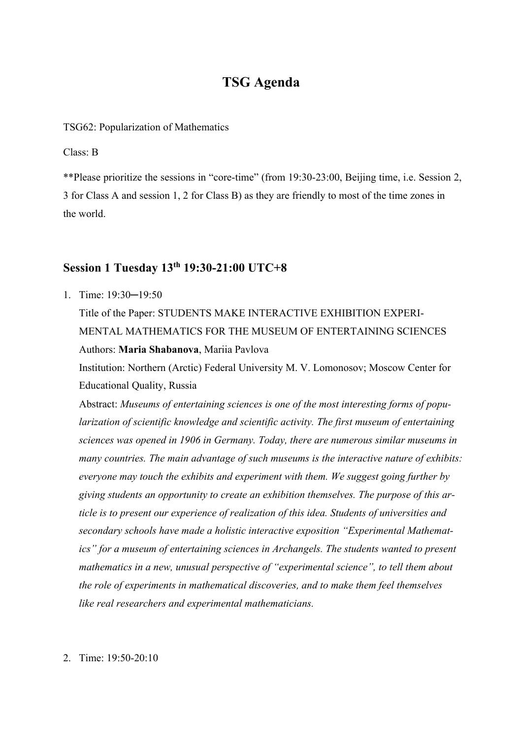# TSG Agenda

TSG62: Popularization of Mathematics

Class: B

**Please prioritize the sessions in "core-time" (from 19:30-23:00, Beijing time, i.e. Session 2, 3 for Class A and session 1, 2 for Class B) as they are friendly to most of the time zones in the world.

## Session 1 Tuesday 13th 19:30-21:00 UTC+8

1. Time: 19:30─19:50

   Title of the Paper: STUDENTS MAKE INTERACTIVE EXHIBITION EXPERIMENTAL MATHEMATICS FOR THE MUSEUM OF ENTERTAINING SCIENCES

   Authors: **Maria Shabanova**, Mariia Pavlova

   Institution: Northern (Arctic) Federal University M. V. Lomonosov; Moscow Center for Educational Quality, Russia

   Abstract: *Museums of entertaining sciences is one of the most interesting forms of popularization of scientific knowledge and scientific activity. The first museum of entertaining sciences was opened in 1906 in Germany. Today, there are numerous similar museums in many countries. The main advantage of such museums is the interactive nature of exhibits: everyone may touch the exhibits and experiment with them. We suggest going further by giving students an opportunity to create an exhibition themselves. The purpose of this article is to present our experience of realization of this idea. Students of universities and secondary schools have made a holistic interactive exposition "Experimental Mathematics" for a museum of entertaining sciences in Archangels. The students wanted to present mathematics in a new, unusual perspective of "experimental science", to tell them about the role of experiments in mathematical discoveries, and to make them feel themselves like real researchers and experimental mathematicians.*

2. Time: 19:50-20:10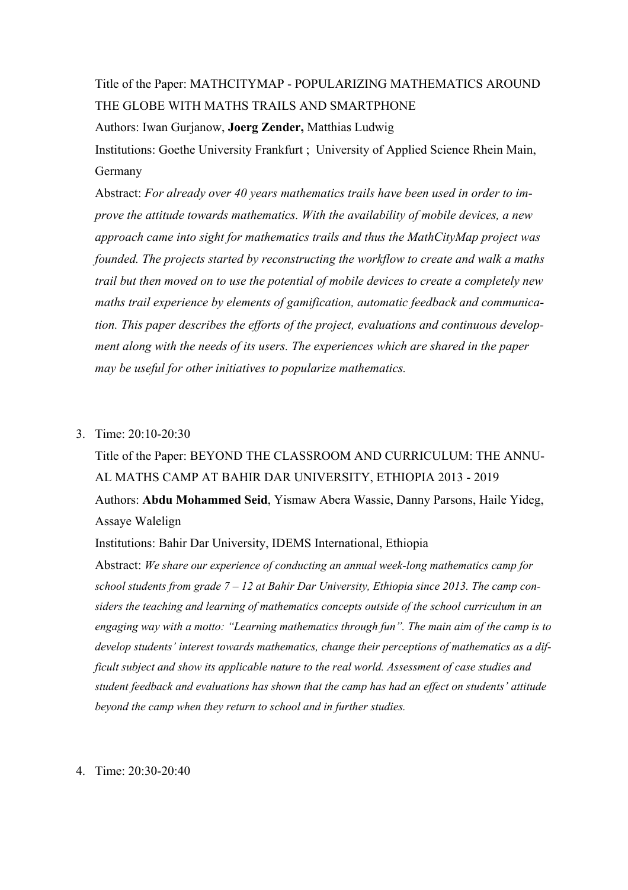Title of the Paper: MATHCITYMAP - POPULARIZING MATHEMATICS AROUND THE GLOBE WITH MATHS TRAILS AND SMARTPHONE

Authors: Iwan Gurjanow, **Joerg Zender,** Matthias Ludwig

Institutions: Goethe University Frankfurt ; University of Applied Science Rhein Main, Germany

Abstract: *For already over 40 years mathematics trails have been used in order to improve the attitude towards mathematics. With the availability of mobile devices, a new approach came into sight for mathematics trails and thus the MathCityMap project was founded. The projects started by reconstructing the workflow to create and walk a maths trail but then moved on to use the potential of mobile devices to create a completely new maths trail experience by elements of gamification, automatic feedback and communication. This paper describes the efforts of the project, evaluations and continuous development along with the needs of its users. The experiences which are shared in the paper may be useful for other initiatives to popularize mathematics.*

3. Time: 20:10-20:30

   Title of the Paper: BEYOND THE CLASSROOM AND CURRICULUM: THE ANNUAL MATHS CAMP AT BAHIR DAR UNIVERSITY, ETHIOPIA 2013 - 2019

   Authors: **Abdu Mohammed Seid**, Yismaw Abera Wassie, Danny Parsons, Haile Yideg, Assaye Walelign

   Institutions: Bahir Dar University, IDEMS International, Ethiopia

   Abstract: *We share our experience of conducting an annual week-long mathematics camp for school students from grade 7 – 12 at Bahir Dar University, Ethiopia since 2013. The camp considers the teaching and learning of mathematics concepts outside of the school curriculum in an engaging way with a motto: "Learning mathematics through fun". The main aim of the camp is to develop students' interest towards mathematics, change their perceptions of mathematics as a difficult subject and show its applicable nature to the real world. Assessment of case studies and student feedback and evaluations has shown that the camp has had an effect on students' attitude beyond the camp when they return to school and in further studies.*

4. Time: 20:30-20:40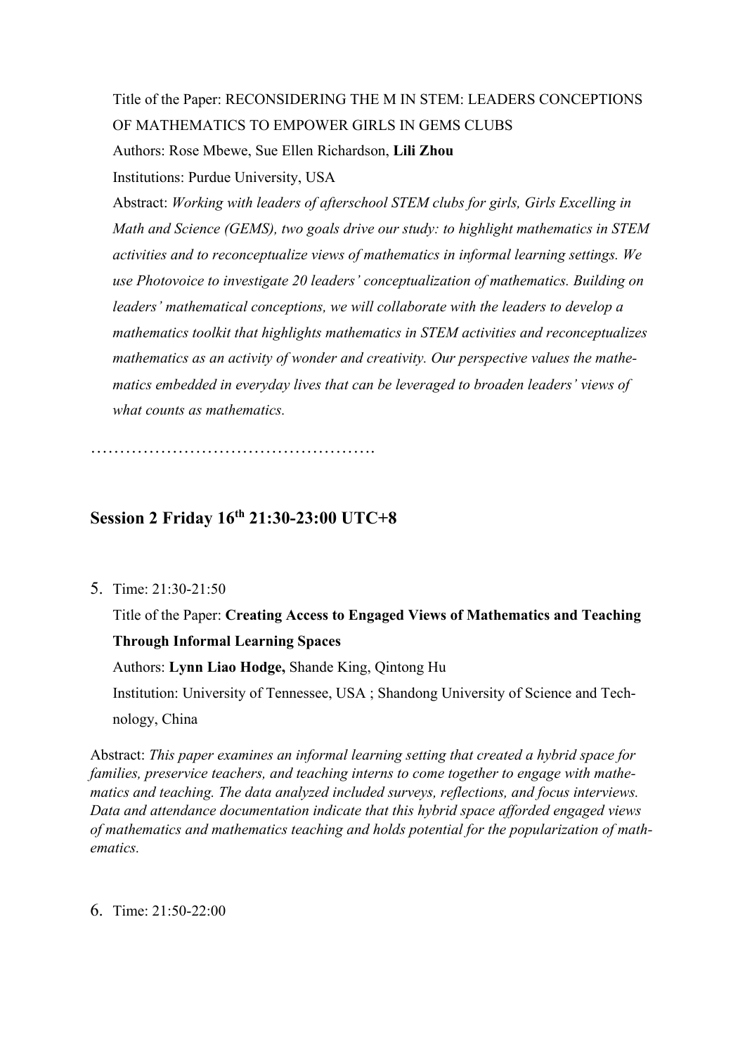Title of the Paper: RECONSIDERING THE M IN STEM: LEADERS CONCEPTIONS OF MATHEMATICS TO EMPOWER GIRLS IN GEMS CLUBS

Authors: Rose Mbewe, Sue Ellen Richardson, **Lili Zhou**

Institutions: Purdue University, USA

Abstract: *Working with leaders of afterschool STEM clubs for girls, Girls Excelling in Math and Science (GEMS), two goals drive our study: to highlight mathematics in STEM activities and to reconceptualize views of mathematics in informal learning settings. We use Photovoice to investigate 20 leaders' conceptualization of mathematics. Building on leaders' mathematical conceptions, we will collaborate with the leaders to develop a mathematics toolkit that highlights mathematics in STEM activities and reconceptualizes mathematics as an activity of wonder and creativity. Our perspective values the mathematics embedded in everyday lives that can be leveraged to broaden leaders' views of what counts as mathematics.*

…………………………………………

## Session 2 Friday 16th 21:30-23:00 UTC+8

5. Time: 21:30-21:50

   Title of the Paper: **Creating Access to Engaged Views of Mathematics and Teaching Through Informal Learning Spaces**

   Authors: **Lynn Liao Hodge,** Shande King, Qintong Hu

   Institution: University of Tennessee, USA ; Shandong University of Science and Technology, China

Abstract: *This paper examines an informal learning setting that created a hybrid space for families, preservice teachers, and teaching interns to come together to engage with mathematics and teaching. The data analyzed included surveys, reflections, and focus interviews. Data and attendance documentation indicate that this hybrid space afforded engaged views of mathematics and mathematics teaching and holds potential for the popularization of mathematics.*

6. Time: 21:50-22:00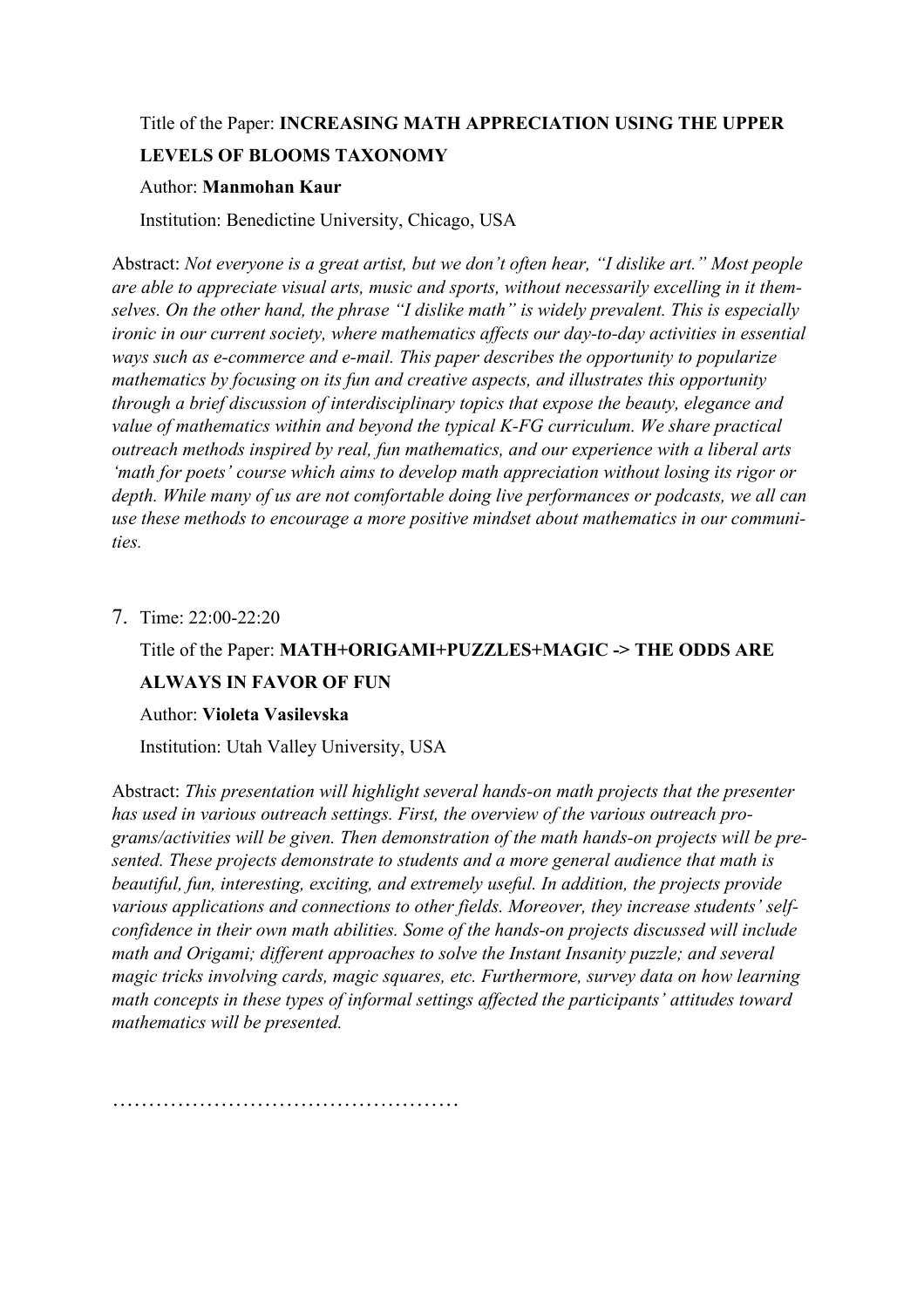Title of the Paper: **INCREASING MATH APPRECIATION USING THE UPPER LEVELS OF BLOOMS TAXONOMY**

Author: **Manmohan Kaur**

Institution: Benedictine University, Chicago, USA

Abstract: *Not everyone is a great artist, but we don't often hear, "I dislike art." Most people are able to appreciate visual arts, music and sports, without necessarily excelling in it themselves. On the other hand, the phrase "I dislike math" is widely prevalent. This is especially ironic in our current society, where mathematics affects our day-to-day activities in essential ways such as e-commerce and e-mail. This paper describes the opportunity to popularize mathematics by focusing on its fun and creative aspects, and illustrates this opportunity through a brief discussion of interdisciplinary topics that expose the beauty, elegance and value of mathematics within and beyond the typical K-FG curriculum. We share practical outreach methods inspired by real, fun mathematics, and our experience with a liberal arts 'math for poets' course which aims to develop math appreciation without losing its rigor or depth. While many of us are not comfortable doing live performances or podcasts, we all can use these methods to encourage a more positive mindset about mathematics in our communities.*

7. Time: 22:00-22:20

   Title of the Paper: **MATH+ORIGAMI+PUZZLES+MAGIC -> THE ODDS ARE ALWAYS IN FAVOR OF FUN**

   Author: **Violeta Vasilevska**

   Institution: Utah Valley University, USA

Abstract: *This presentation will highlight several hands-on math projects that the presenter has used in various outreach settings. First, the overview of the various outreach programs/activities will be given. Then demonstration of the math hands-on projects will be presented. These projects demonstrate to students and a more general audience that math is beautiful, fun, interesting, exciting, and extremely useful. In addition, the projects provide various applications and connections to other fields. Moreover, they increase students' self-confidence in their own math abilities. Some of the hands-on projects discussed will include math and Origami; different approaches to solve the Instant Insanity puzzle; and several magic tricks involving cards, magic squares, etc. Furthermore, survey data on how learning math concepts in these types of informal settings affected the participants' attitudes toward mathematics will be presented.*

…………………………………………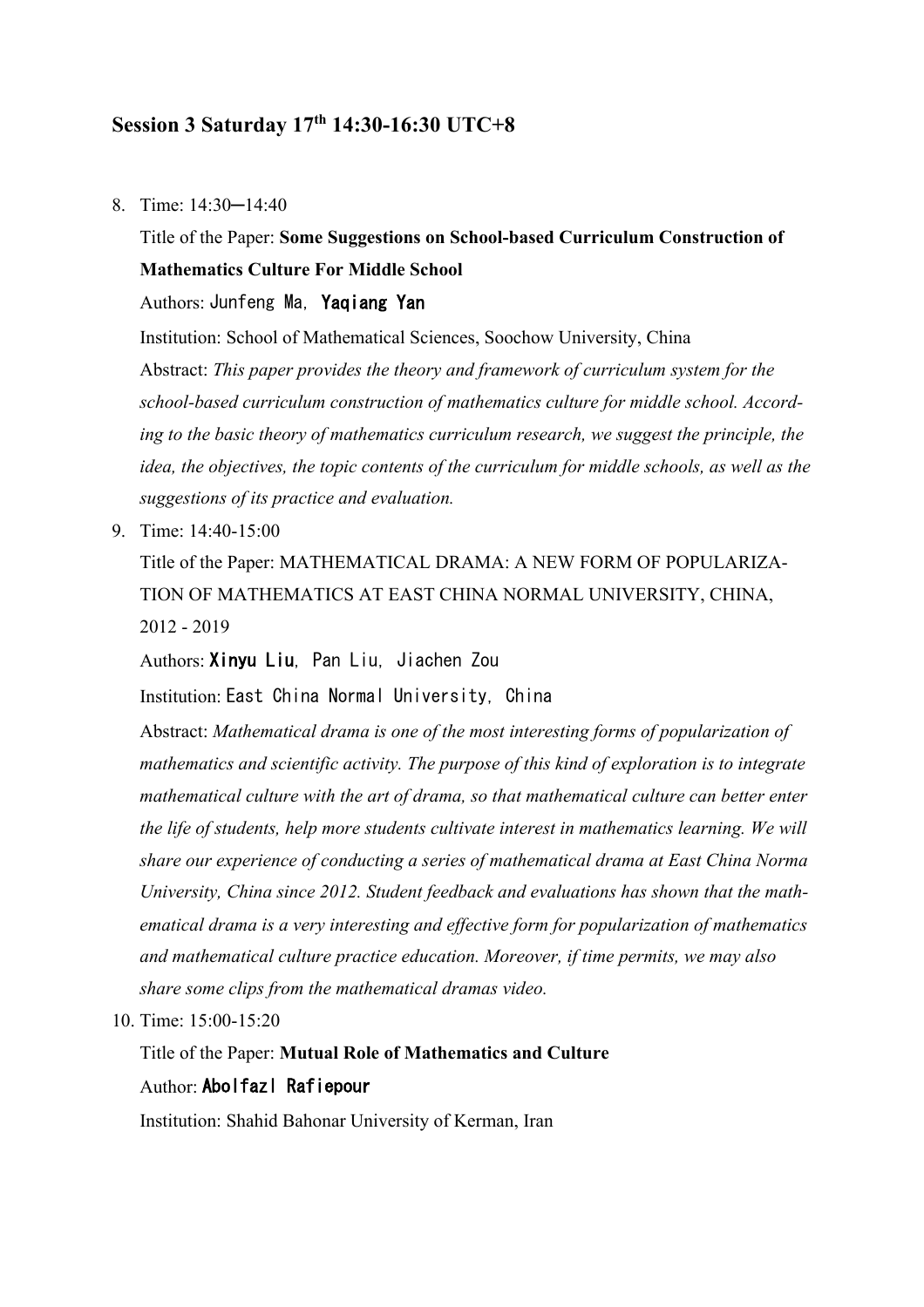## Session 3 Saturday 17th 14:30-16:30 UTC+8

8. Time: 14:30—14:40

   Title of the Paper: **Some Suggestions on School-based Curriculum Construction of Mathematics Culture For Middle School**

   Authors: Junfeng Ma, **Yaqiang Yan**

   Institution: School of Mathematical Sciences, Soochow University, China

   Abstract: *This paper provides the theory and framework of curriculum system for the school-based curriculum construction of mathematics culture for middle school. According to the basic theory of mathematics curriculum research, we suggest the principle, the idea, the objectives, the topic contents of the curriculum for middle schools, as well as the suggestions of its practice and evaluation.*

9. Time: 14:40-15:00

   Title of the Paper: MATHEMATICAL DRAMA: A NEW FORM OF POPULARIZATION OF MATHEMATICS AT EAST CHINA NORMAL UNIVERSITY, CHINA, 2012 - 2019

   Authors: **Xinyu Liu**, Pan Liu, Jiachen Zou

   Institution: East China Normal University, China

   Abstract: *Mathematical drama is one of the most interesting forms of popularization of mathematics and scientific activity. The purpose of this kind of exploration is to integrate mathematical culture with the art of drama, so that mathematical culture can better enter the life of students, help more students cultivate interest in mathematics learning. We will share our experience of conducting a series of mathematical drama at East China Norma University, China since 2012. Student feedback and evaluations has shown that the mathematical drama is a very interesting and effective form for popularization of mathematics and mathematical culture practice education. Moreover, if time permits, we may also share some clips from the mathematical dramas video.*

10. Time: 15:00-15:20

    Title of the Paper: **Mutual Role of Mathematics and Culture**

    Author: **Abolfazl Rafiepour**

    Institution: Shahid Bahonar University of Kerman, Iran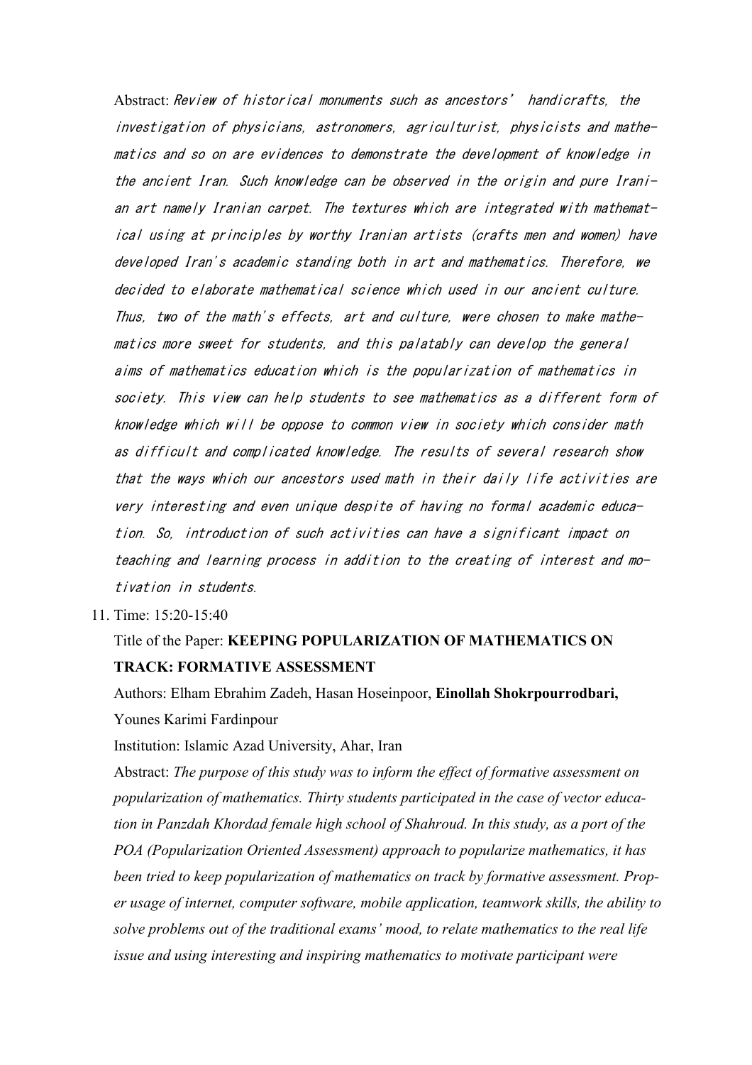Abstract: *Review of historical monuments such as ancestors' handicrafts, the investigation of physicians, astronomers, agriculturist, physicists and mathematics and so on are evidences to demonstrate the development of knowledge in the ancient Iran. Such knowledge can be observed in the origin and pure Iranian art namely Iranian carpet. The textures which are integrated with mathematical using at principles by worthy Iranian artists (crafts men and women) have developed Iran's academic standing both in art and mathematics. Therefore, we decided to elaborate mathematical science which used in our ancient culture. Thus, two of the math's effects, art and culture, were chosen to make mathematics more sweet for students, and this palatably can develop the general aims of mathematics education which is the popularization of mathematics in society. This view can help students to see mathematics as a different form of knowledge which will be oppose to common view in society which consider math as difficult and complicated knowledge. The results of several research show that the ways which our ancestors used math in their daily life activities are very interesting and even unique despite of having no formal academic education. So, introduction of such activities can have a significant impact on teaching and learning process in addition to the creating of interest and motivation in students.*

11. Time: 15:20-15:40

    Title of the Paper: **KEEPING POPULARIZATION OF MATHEMATICS ON TRACK: FORMATIVE ASSESSMENT**

    Authors: Elham Ebrahim Zadeh, Hasan Hoseinpoor, **Einollah Shokrpourrodbari,** Younes Karimi Fardinpour

    Institution: Islamic Azad University, Ahar, Iran

    Abstract: *The purpose of this study was to inform the effect of formative assessment on popularization of mathematics. Thirty students participated in the case of vector education in Panzdah Khordad female high school of Shahroud. In this study, as a port of the POA (Popularization Oriented Assessment) approach to popularize mathematics, it has been tried to keep popularization of mathematics on track by formative assessment. Proper usage of internet, computer software, mobile application, teamwork skills, the ability to solve problems out of the traditional exams' mood, to relate mathematics to the real life issue and using interesting and inspiring mathematics to motivate participant were*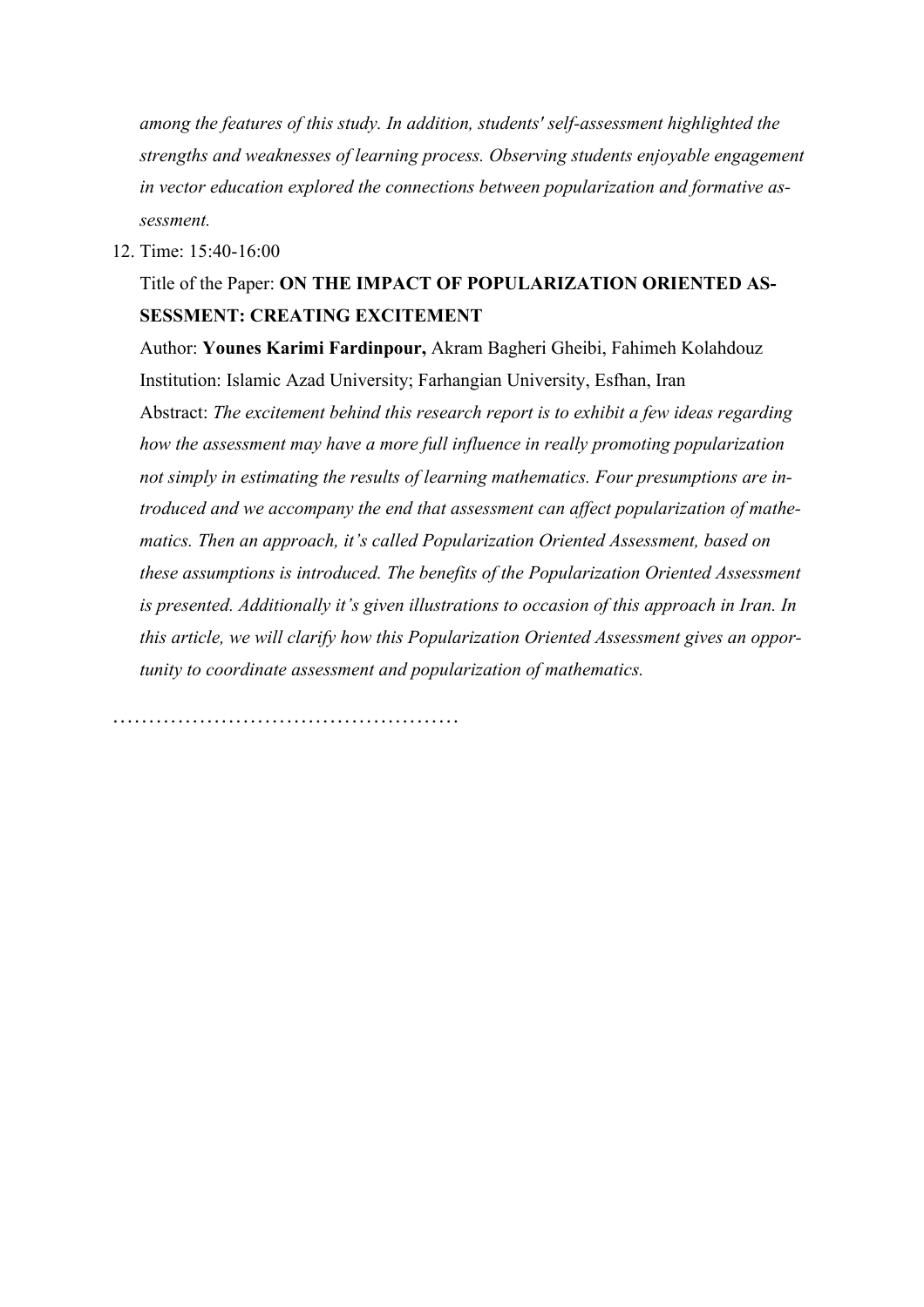*among the features of this study. In addition, students' self-assessment highlighted the strengths and weaknesses of learning process. Observing students enjoyable engagement in vector education explored the connections between popularization and formative assessment.*

12. Time: 15:40-16:00

    Title of the Paper: **ON THE IMPACT OF POPULARIZATION ORIENTED ASSESSMENT: CREATING EXCITEMENT**

    Author: **Younes Karimi Fardinpour,** Akram Bagheri Gheibi, Fahimeh Kolahdouz

    Institution: Islamic Azad University; Farhangian University, Esfhan, Iran

    Abstract: *The excitement behind this research report is to exhibit a few ideas regarding how the assessment may have a more full influence in really promoting popularization not simply in estimating the results of learning mathematics. Four presumptions are introduced and we accompany the end that assessment can affect popularization of mathematics. Then an approach, it's called Popularization Oriented Assessment, based on these assumptions is introduced. The benefits of the Popularization Oriented Assessment is presented. Additionally it's given illustrations to occasion of this approach in Iran. In this article, we will clarify how this Popularization Oriented Assessment gives an opportunity to coordinate assessment and popularization of mathematics.*

…………………………………………